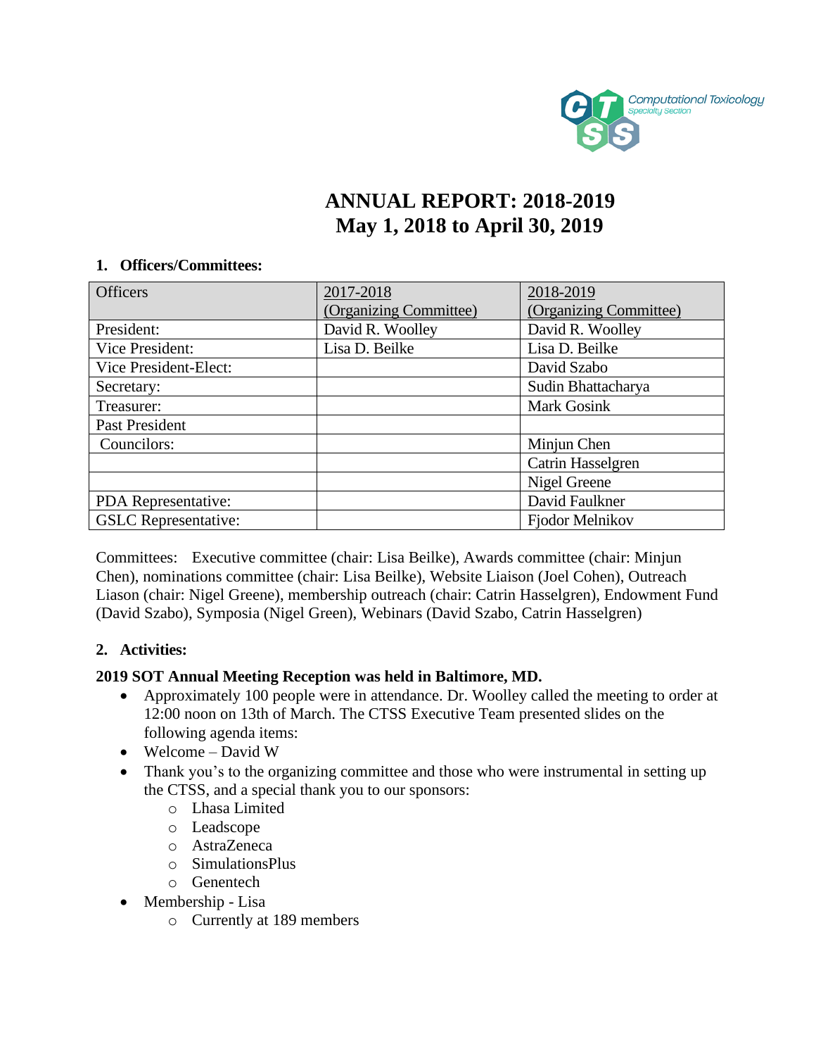# ANNUAL REPORT: 2018-2019
# May 1, 2018 to April 30, 2019

## 1. Officers/Committees:

| Officers | 2017-2018 (Organizing Committee) | 2018-2019 (Organizing Committee) |
|---|---|---|
| President: | David R. Woolley | David R. Woolley |
| Vice President: | Lisa D. Beilke | Lisa D. Beilke |
| Vice President-Elect: | | David Szabo |
| Secretary: | | Sudin Bhattacharya |
| Treasurer: | | Mark Gosink |
| Past President | | |
| Councilors: | | Minjun Chen |
| | | Catrin Hasselgren |
| | | Nigel Greene |
| PDA Representative: | | David Faulkner |
| GSLC Representative: | | Fjodor Melnikov |

Committees: Executive committee (chair: Lisa Beilke), Awards committee (chair: Minjun Chen), nominations committee (chair: Lisa Beilke), Website Liaison (Joel Cohen), Outreach Liason (chair: Nigel Greene), membership outreach (chair: Catrin Hasselgren), Endowment Fund (David Szabo), Symposia (Nigel Green), Webinars (David Szabo, Catrin Hasselgren)

## 2. Activities:

**2019 SOT Annual Meeting Reception was held in Baltimore, MD.**

- Approximately 100 people were in attendance. Dr. Woolley called the meeting to order at 12:00 noon on 13th of March. The CTSS Executive Team presented slides on the following agenda items:
- Welcome – David W
- Thank you's to the organizing committee and those who were instrumental in setting up the CTSS, and a special thank you to our sponsors:
  - Lhasa Limited
  - Leadscope
  - AstraZeneca
  - SimulationsPlus
  - Genentech
- Membership - Lisa
  - Currently at 189 members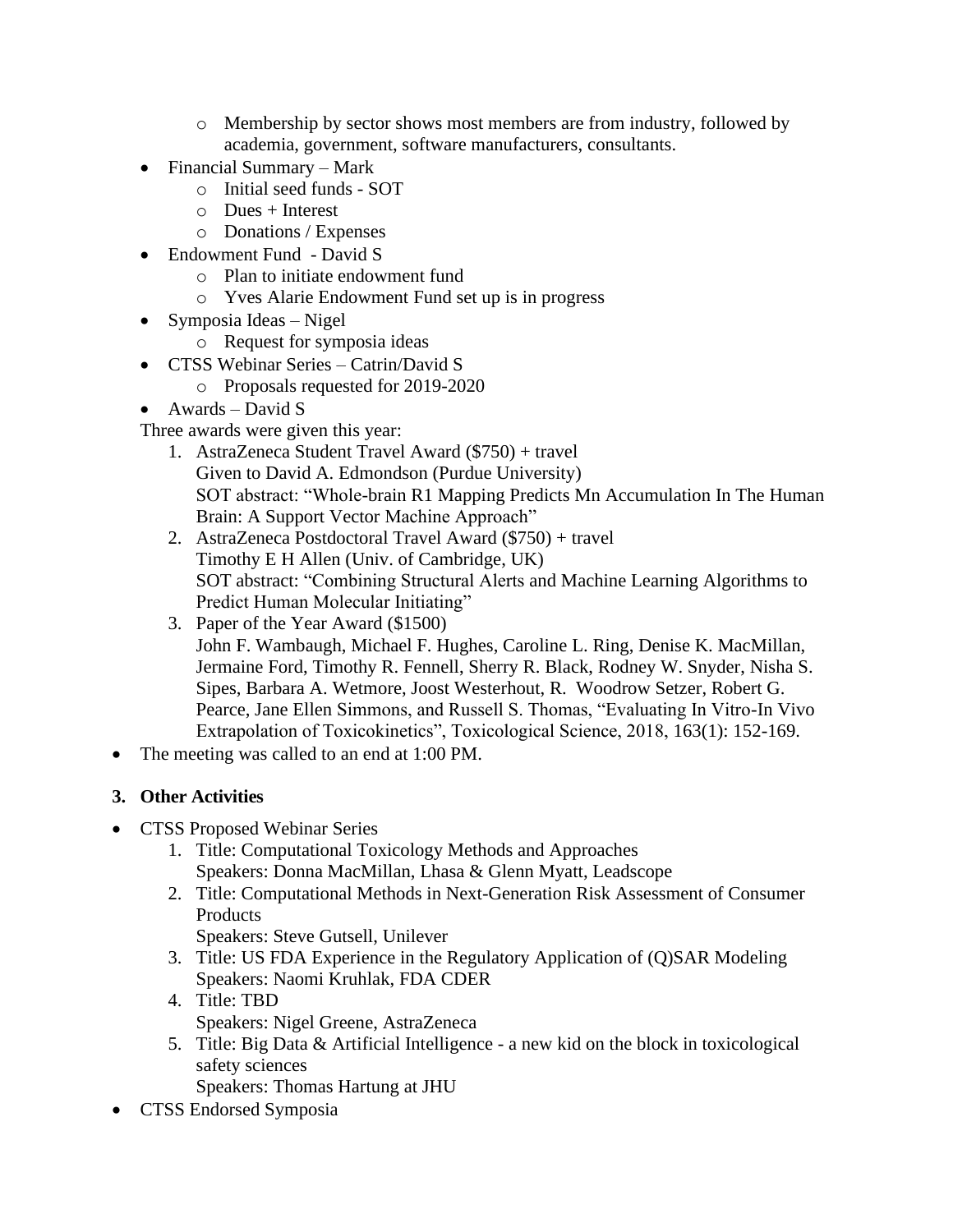- Membership by sector shows most members are from industry, followed by academia, government, software manufacturers, consultants.

- Financial Summary – Mark
    - Initial seed funds - SOT
    - Dues + Interest
    - Donations / Expenses
- Endowment Fund - David S
    - Plan to initiate endowment fund
    - Yves Alarie Endowment Fund set up is in progress
- Symposia Ideas – Nigel
    - Request for symposia ideas
- CTSS Webinar Series – Catrin/David S
    - Proposals requested for 2019-2020
- Awards – David S

  Three awards were given this year:

  1. AstraZeneca Student Travel Award ($750) + travel
     Given to David A. Edmondson (Purdue University)
     SOT abstract: "Whole-brain R1 Mapping Predicts Mn Accumulation In The Human Brain: A Support Vector Machine Approach"
  2. AstraZeneca Postdoctoral Travel Award ($750) + travel
     Timothy E H Allen (Univ. of Cambridge, UK)
     SOT abstract: "Combining Structural Alerts and Machine Learning Algorithms to Predict Human Molecular Initiating"
  3. Paper of the Year Award ($1500)
     John F. Wambaugh, Michael F. Hughes, Caroline L. Ring, Denise K. MacMillan, Jermaine Ford, Timothy R. Fennell, Sherry R. Black, Rodney W. Snyder, Nisha S. Sipes, Barbara A. Wetmore, Joost Westerhout, R. Woodrow Setzer, Robert G. Pearce, Jane Ellen Simmons, and Russell S. Thomas, "Evaluating In Vitro-In Vivo Extrapolation of Toxicokinetics", Toxicological Science, 2018, 163(1): 152-169.

- The meeting was called to an end at 1:00 PM.

**3. Other Activities**

- CTSS Proposed Webinar Series
  1. Title: Computational Toxicology Methods and Approaches
     Speakers: Donna MacMillan, Lhasa & Glenn Myatt, Leadscope
  2. Title: Computational Methods in Next-Generation Risk Assessment of Consumer Products
     Speakers: Steve Gutsell, Unilever
  3. Title: US FDA Experience in the Regulatory Application of (Q)SAR Modeling
     Speakers: Naomi Kruhlak, FDA CDER
  4. Title: TBD
     Speakers: Nigel Greene, AstraZeneca
  5. Title: Big Data & Artificial Intelligence - a new kid on the block in toxicological safety sciences
     Speakers: Thomas Hartung at JHU
- CTSS Endorsed Symposia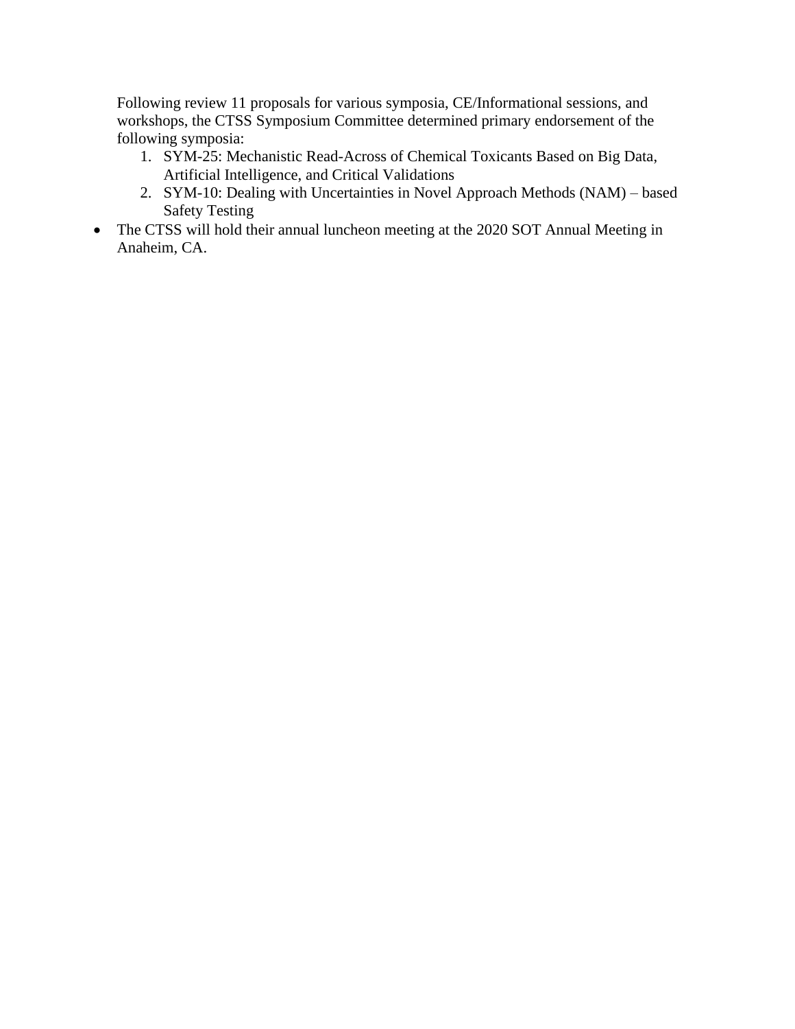Following review 11 proposals for various symposia, CE/Informational sessions, and workshops, the CTSS Symposium Committee determined primary endorsement of the following symposia:

1. SYM-25: Mechanistic Read-Across of Chemical Toxicants Based on Big Data, Artificial Intelligence, and Critical Validations
2. SYM-10: Dealing with Uncertainties in Novel Approach Methods (NAM) – based Safety Testing

- The CTSS will hold their annual luncheon meeting at the 2020 SOT Annual Meeting in Anaheim, CA.